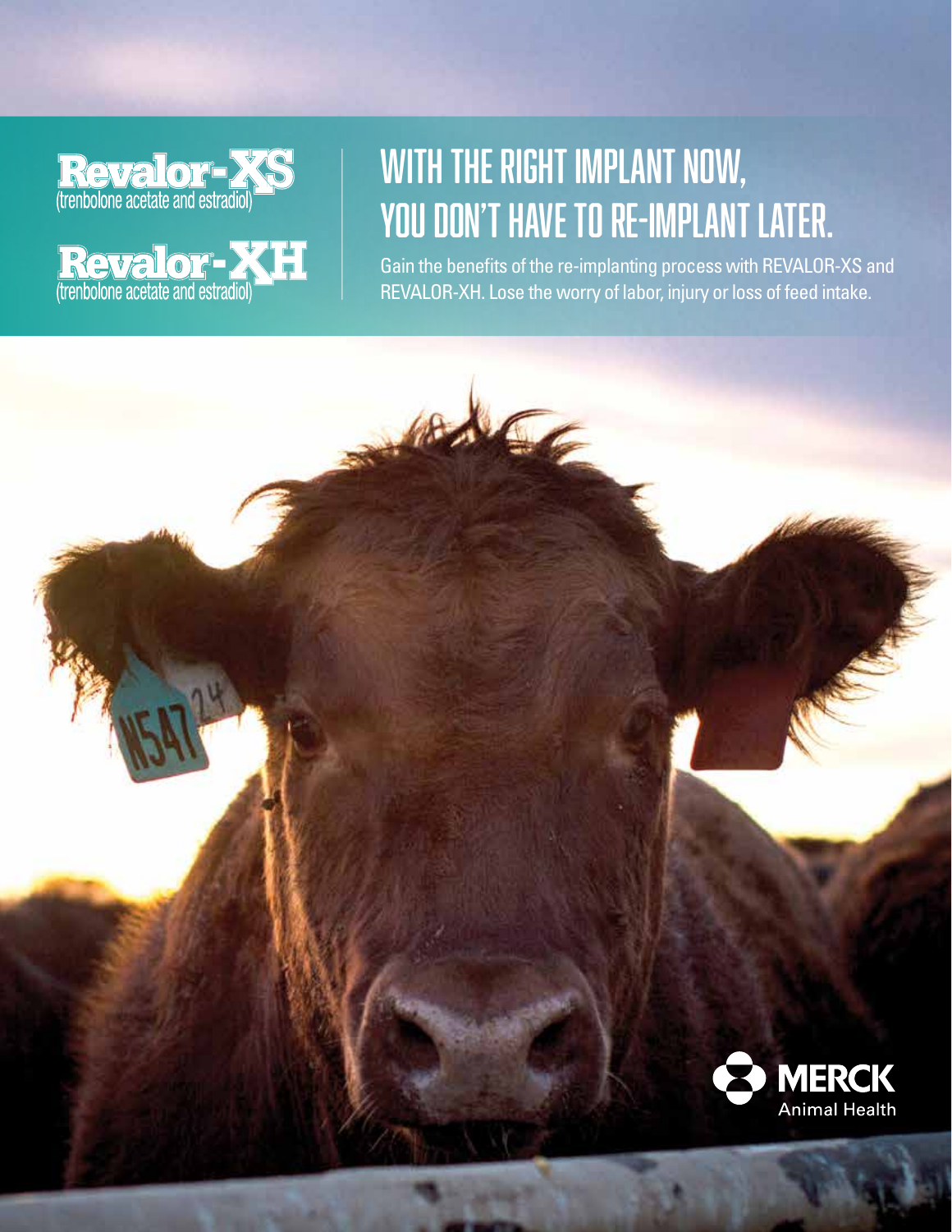**Revalor-XS**
(trenbolone acetate and estradiol)

**Revalor-XH**
(trenbolone acetate and estradiol)

# WITH THE RIGHT IMPLANT NOW, YOU DON'T HAVE TO RE-IMPLANT LATER.

Gain the benefits of the re-implanting process with REVALOR-XS and REVALOR-XH. Lose the worry of labor, injury or loss of feed intake.

MERCK Animal Health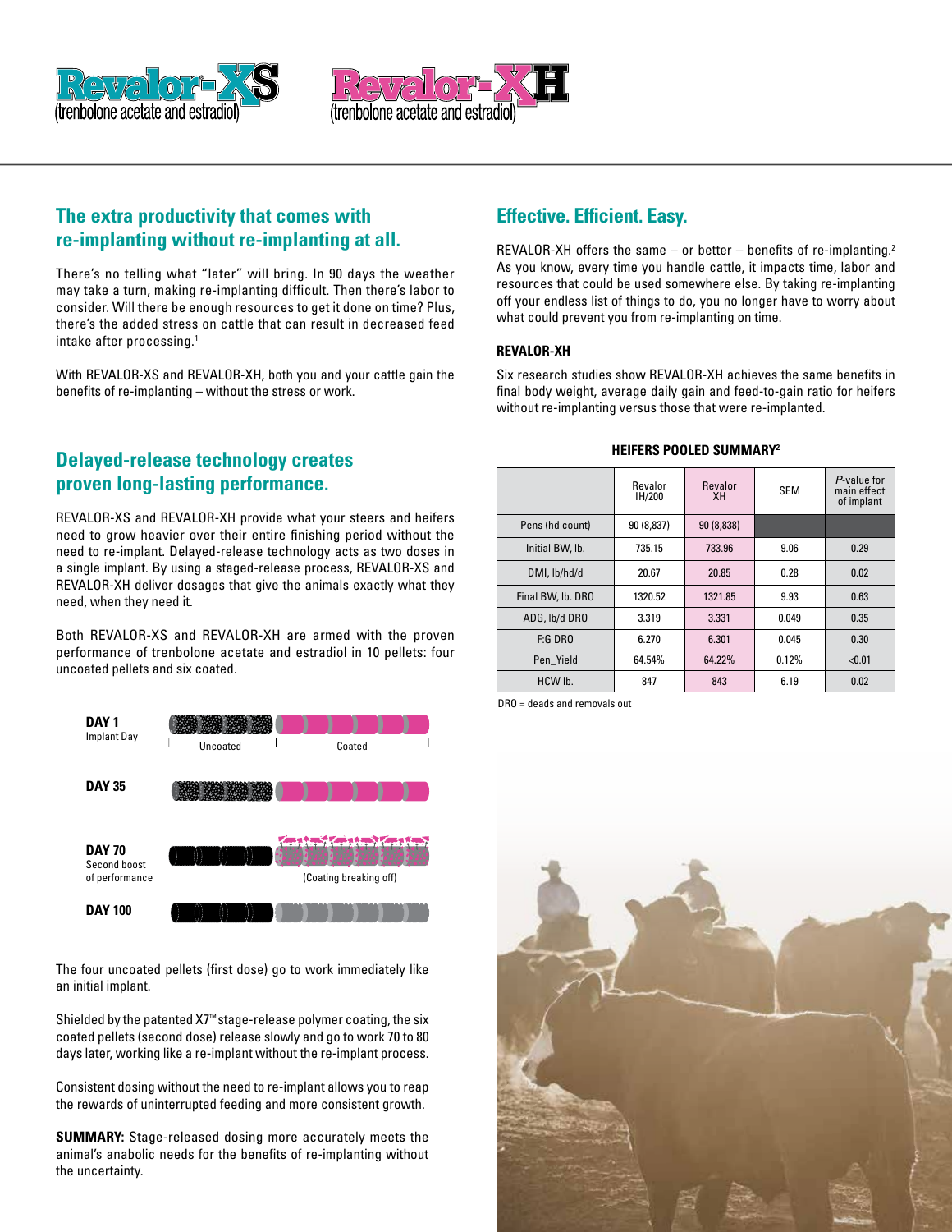Revalor-XS (trenbolone acetate and estradiol)

Revalor-XH (trenbolone acetate and estradiol)

## The extra productivity that comes with re-implanting without re-implanting at all.

There's no telling what "later" will bring. In 90 days the weather may take a turn, making re-implanting difficult. Then there's labor to consider. Will there be enough resources to get it done on time? Plus, there's the added stress on cattle that can result in decreased feed intake after processing.[1]

With REVALOR-XS and REVALOR-XH, both you and your cattle gain the benefits of re-implanting – without the stress or work.

## Delayed-release technology creates proven long-lasting performance.

REVALOR-XS and REVALOR-XH provide what your steers and heifers need to grow heavier over their entire finishing period without the need to re-implant. Delayed-release technology acts as two doses in a single implant. By using a staged-release process, REVALOR-XS and REVALOR-XH deliver dosages that give the animals exactly what they need, when they need it.

Both REVALOR-XS and REVALOR-XH are armed with the proven performance of trenbolone acetate and estradiol in 10 pellets: four uncoated pellets and six coated.

**DAY 1** Implant Day — Uncoated | Coated

**DAY 35**

**DAY 70** Second boost of performance — (Coating breaking off)

**DAY 100**

The four uncoated pellets (first dose) go to work immediately like an initial implant.

Shielded by the patented X7™ stage-release polymer coating, the six coated pellets (second dose) release slowly and go to work 70 to 80 days later, working like a re-implant without the re-implant process.

Consistent dosing without the need to re-implant allows you to reap the rewards of uninterrupted feeding and more consistent growth.

**SUMMARY:** Stage-released dosing more accurately meets the animal's needs for the benefits of re-implanting without the uncertainty.

## Effective. Efficient. Easy.

REVALOR-XH offers the same – or better – benefits of re-implanting.[2] As you know, every time you handle cattle, it impacts time, labor and resources that could be used somewhere else. By taking re-implanting off your endless list of things to do, you no longer have to worry about what could prevent you from re-implanting on time.

#### REVALOR-XH

Six research studies show REVALOR-XH achieves the same benefits in final body weight, average daily gain and feed-to-gain ratio for heifers without re-implanting versus those that were re-implanted.

**HEIFERS POOLED SUMMARY[2]**

| | Revalor IH/200 | Revalor XH | SEM | *P*-value for main effect of implant |
|---|---|---|---|---|
| Pens (hd count) | 90 (8,837) | 90 (8,838) | | |
| Initial BW, lb. | 735.15 | 733.96 | 9.06 | 0.29 |
| DMI, lb/hd/d | 20.67 | 20.85 | 0.28 | 0.02 |
| Final BW, lb. DRO | 1320.52 | 1321.85 | 9.93 | 0.63 |
| ADG, lb/d DRO | 3.319 | 3.331 | 0.049 | 0.35 |
| F:G DRO | 6.270 | 6.301 | 0.045 | 0.30 |
| Pen_Yield | 64.54% | 64.22% | 0.12% | <0.01 |
| HCW lb. | 847 | 843 | 6.19 | 0.02 |

DRO = deads and removals out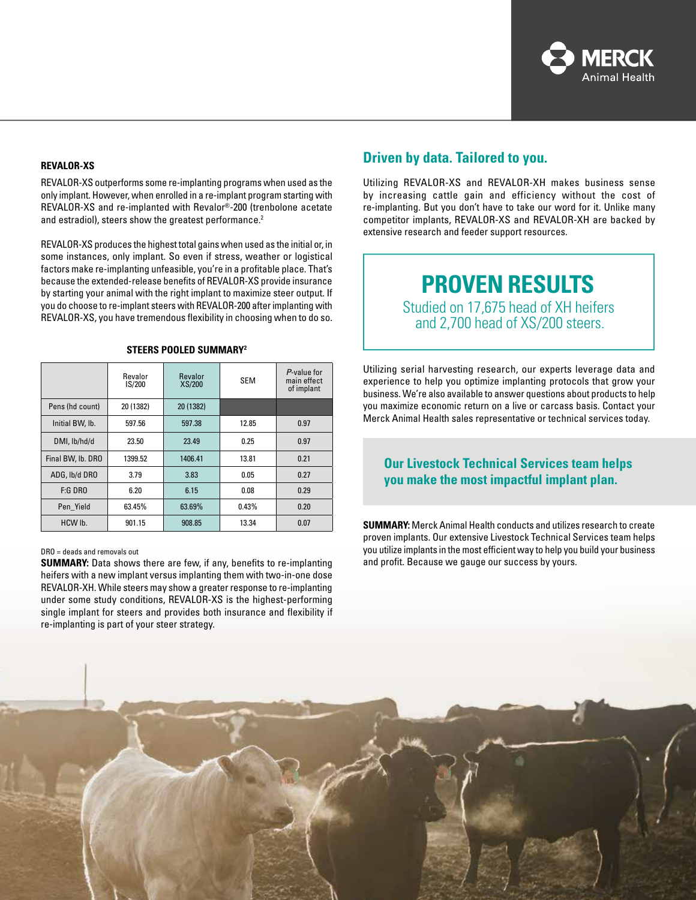### REVALOR-XS

REVALOR-XS outperforms some re-implanting programs when used as the only implant. However, when enrolled in a re-implant program starting with REVALOR-XS and re-implanted with Revalor®-200 (trenbolone acetate and estradiol), steers show the greatest performance.[2]

REVALOR-XS produces the highest total gains when used as the initial or, in some instances, only implant. So even if stress, weather or logistical factors make re-implanting unfeasible, you're in a profitable place. That's because the extended-release benefits of REVALOR-XS provide insurance by starting your animal with the right implant to maximize steer output. If you do choose to re-implant steers with REVALOR-200 after implanting with REVALOR-XS, you have tremendous flexibility in choosing when to do so.

**STEERS POOLED SUMMARY[2]**

| | Revalor IS/200 | Revalor XS/200 | SEM | *P*-value for main effect of implant |
|---|---|---|---|---|
| Pens (hd count) | 20 (1382) | 20 (1382) | | |
| Initial BW, lb. | 597.56 | 597.38 | 12.85 | 0.97 |
| DMI, lb/hd/d | 23.50 | 23.49 | 0.25 | 0.97 |
| Final BW, lb. DRO | 1399.52 | 1406.41 | 13.81 | 0.21 |
| ADG, lb/d DRO | 3.79 | 3.83 | 0.05 | 0.27 |
| F:G DRO | 6.20 | 6.15 | 0.08 | 0.29 |
| Pen_Yield | 63.45% | 63.69% | 0.43% | 0.20 |
| HCW lb. | 901.15 | 908.85 | 13.34 | 0.07 |

DRO = deads and removals out

**SUMMARY:** Data shows there are few, if any, benefits to re-implanting heifers with a new implant versus implanting them with two-in-one dose REVALOR-XH. While steers may show a greater response to re-implanting under some study conditions, REVALOR-XS is the highest-performing single implant for steers and provides both insurance and flexibility if re-implanting is part of your steer strategy.

## Driven by data. Tailored to you.

Utilizing REVALOR-XS and REVALOR-XH makes business sense by increasing cattle gain and efficiency without the cost of re-implanting. But you don't have to take our word for it. Unlike many competitor implants, REVALOR-XS and REVALOR-XH are backed by extensive research and feeder support resources.

**PROVEN RESULTS**

Studied on 17,675 head of XH heifers and 2,700 head of XS/200 steers.

Utilizing serial harvesting research, our experts leverage data and experience to help you optimize implanting protocols that grow your business. We're also available to answer questions about products to help you maximize economic return on a live or carcass basis. Contact your Merck Animal Health sales representative or technical services today.

**Our Livestock Technical Services team helps you make the most impactful implant plan.**

**SUMMARY:** Merck Animal Health conducts and utilizes research to create proven implants. Our extensive Livestock Technical Services team helps you utilize implants in the most efficient way to help you build your business and profit. Because we gauge our success by yours.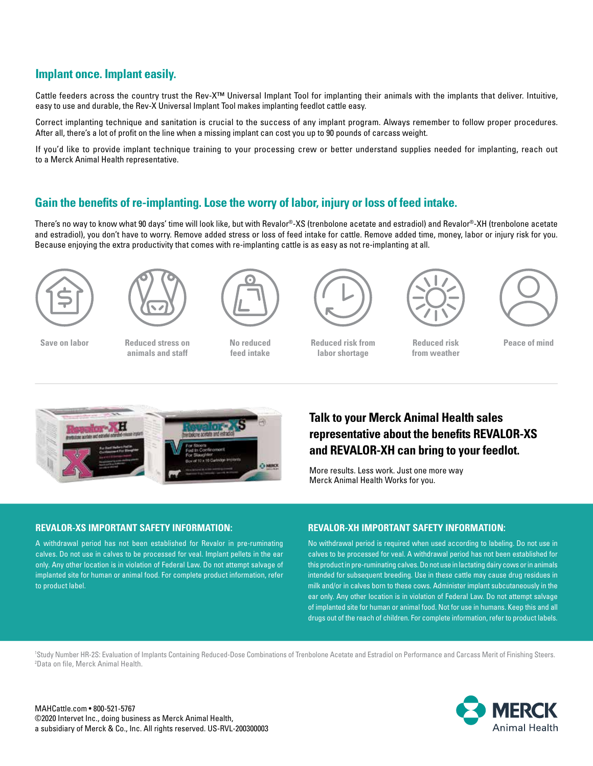## Implant once. Implant easily.

Cattle feeders across the country trust the Rev-X™ Universal Implant Tool for implanting their animals with the implants that deliver. Intuitive, easy to use and durable, the Rev-X Universal Implant Tool makes implanting feedlot cattle easy.

Correct implanting technique and sanitation is crucial to the success of any implant program. Always remember to follow proper procedures. After all, there's a lot of profit on the line when a missing implant can cost you up to 90 pounds of carcass weight.

If you'd like to provide implant technique training to your processing crew or better understand supplies needed for implanting, reach out to a Merck Animal Health representative.

## Gain the benefits of re-implanting. Lose the worry of labor, injury or loss of feed intake.

There's no way to know what 90 days' time will look like, but with Revalor®-XS (trenbolone acetate and estradiol) and Revalor®-XH (trenbolone acetate and estradiol), you don't have to worry. Remove added stress or loss of feed intake for cattle. Remove added time, money, labor or injury risk for you. Because enjoying the extra productivity that comes with re-implanting cattle is as easy as not re-implanting at all.

Save on labor

Reduced stress on animals and staff

No reduced feed intake

Reduced risk from labor shortage

Reduced risk from weather

Peace of mind

### Talk to your Merck Animal Health sales representative about the benefits REVALOR-XS and REVALOR-XH can bring to your feedlot.

More results. Less work. Just one more way Merck Animal Health Works for you.

### REVALOR-XS IMPORTANT SAFETY INFORMATION:

A withdrawal period has not been established for Revalor in pre-ruminating calves. Do not use in calves to be processed for veal. Implant pellets in the ear only. Any other location is in violation of Federal Law. Do not attempt salvage of implanted site for human or animal food. For complete product information, refer to product label.

### REVALOR-XH IMPORTANT SAFETY INFORMATION:

No withdrawal period is required when used according to labeling. Do not use in calves to be processed for veal. A withdrawal period has not been established for this product in pre-ruminating calves. Do not use in lactating dairy cows or in animals intended for subsequent breeding. Use in these cattle may cause drug residues in milk and/or in calves born to these cows. Administer implant subcutaneously in the ear only. Any other location is in violation of Federal Law. Do not attempt salvage of implanted site for human or animal food. Not for use in humans. Keep this and all drugs out of the reach of children. For complete information, refer to product labels.

[1]Study Number HR-2S: Evaluation of Implants Containing Reduced-Dose Combinations of Trenbolone Acetate and Estradiol on Performance and Carcass Merit of Finishing Steers.
[2]Data on file, Merck Animal Health.

MAHCattle.com • 800-521-5767
©2020 Intervet Inc., doing business as Merck Animal Health, a subsidiary of Merck & Co., Inc. All rights reserved. US-RVL-200300003

MERCK Animal Health